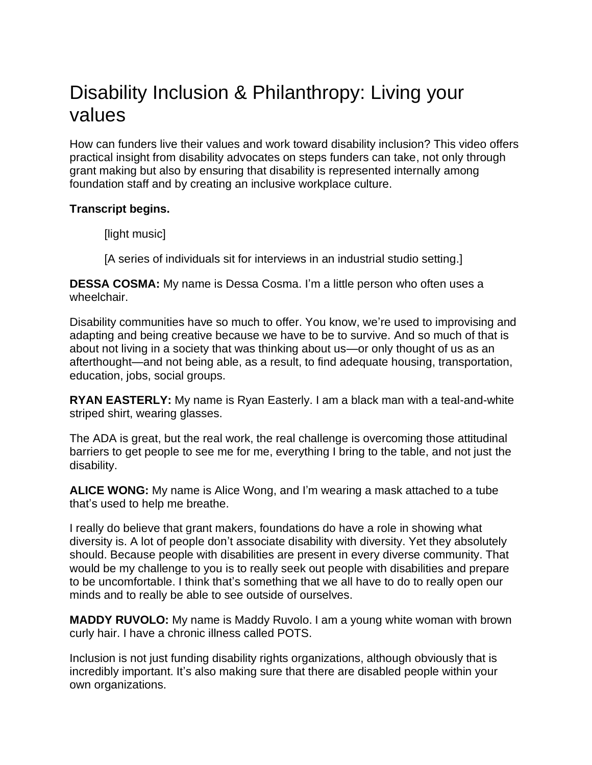# Disability Inclusion & Philanthropy: Living your values

How can funders live their values and work toward disability inclusion? This video offers practical insight from disability advocates on steps funders can take, not only through grant making but also by ensuring that disability is represented internally among foundation staff and by creating an inclusive workplace culture.

**Transcript begins.**

> [light music]
>
> [A series of individuals sit for interviews in an industrial studio setting.]

**DESSA COSMA:** My name is Dessa Cosma. I'm a little person who often uses a wheelchair.

Disability communities have so much to offer. You know, we're used to improvising and adapting and being creative because we have to be to survive. And so much of that is about not living in a society that was thinking about us—or only thought of us as an afterthought—and not being able, as a result, to find adequate housing, transportation, education, jobs, social groups.

**RYAN EASTERLY:** My name is Ryan Easterly. I am a black man with a teal-and-white striped shirt, wearing glasses.

The ADA is great, but the real work, the real challenge is overcoming those attitudinal barriers to get people to see me for me, everything I bring to the table, and not just the disability.

**ALICE WONG:** My name is Alice Wong, and I'm wearing a mask attached to a tube that's used to help me breathe.

I really do believe that grant makers, foundations do have a role in showing what diversity is. A lot of people don't associate disability with diversity. Yet they absolutely should. Because people with disabilities are present in every diverse community. That would be my challenge to you is to really seek out people with disabilities and prepare to be uncomfortable. I think that's something that we all have to do to really open our minds and to really be able to see outside of ourselves.

**MADDY RUVOLO:** My name is Maddy Ruvolo. I am a young white woman with brown curly hair. I have a chronic illness called POTS.

Inclusion is not just funding disability rights organizations, although obviously that is incredibly important. It's also making sure that there are disabled people within your own organizations.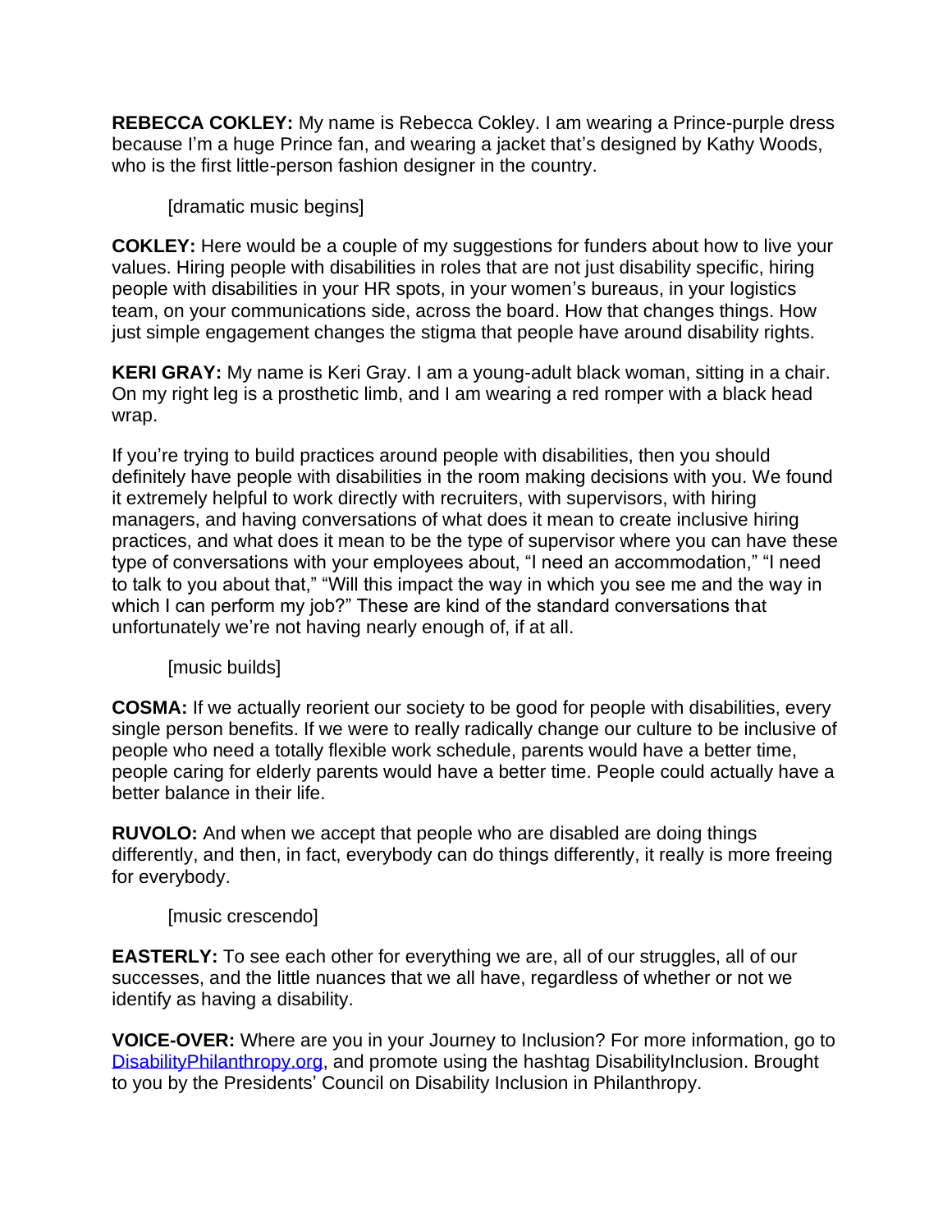**REBECCA COKLEY:** My name is Rebecca Cokley. I am wearing a Prince-purple dress because I'm a huge Prince fan, and wearing a jacket that's designed by Kathy Woods, who is the first little-person fashion designer in the country.

[dramatic music begins]

**COKLEY:** Here would be a couple of my suggestions for funders about how to live your values. Hiring people with disabilities in roles that are not just disability specific, hiring people with disabilities in your HR spots, in your women's bureaus, in your logistics team, on your communications side, across the board. How that changes things. How just simple engagement changes the stigma that people have around disability rights.

**KERI GRAY:** My name is Keri Gray. I am a young-adult black woman, sitting in a chair. On my right leg is a prosthetic limb, and I am wearing a red romper with a black head wrap.

If you're trying to build practices around people with disabilities, then you should definitely have people with disabilities in the room making decisions with you. We found it extremely helpful to work directly with recruiters, with supervisors, with hiring managers, and having conversations of what does it mean to create inclusive hiring practices, and what does it mean to be the type of supervisor where you can have these type of conversations with your employees about, "I need an accommodation," "I need to talk to you about that," "Will this impact the way in which you see me and the way in which I can perform my job?" These are kind of the standard conversations that unfortunately we're not having nearly enough of, if at all.

[music builds]

**COSMA:** If we actually reorient our society to be good for people with disabilities, every single person benefits. If we were to really radically change our culture to be inclusive of people who need a totally flexible work schedule, parents would have a better time, people caring for elderly parents would have a better time. People could actually have a better balance in their life.

**RUVOLO:** And when we accept that people who are disabled are doing things differently, and then, in fact, everybody can do things differently, it really is more freeing for everybody.

[music crescendo]

**EASTERLY:** To see each other for everything we are, all of our struggles, all of our successes, and the little nuances that we all have, regardless of whether or not we identify as having a disability.

**VOICE-OVER:** Where are you in your Journey to Inclusion? For more information, go to [DisabilityPhilanthropy.org](http://DisabilityPhilanthropy.org), and promote using the hashtag DisabilityInclusion. Brought to you by the Presidents' Council on Disability Inclusion in Philanthropy.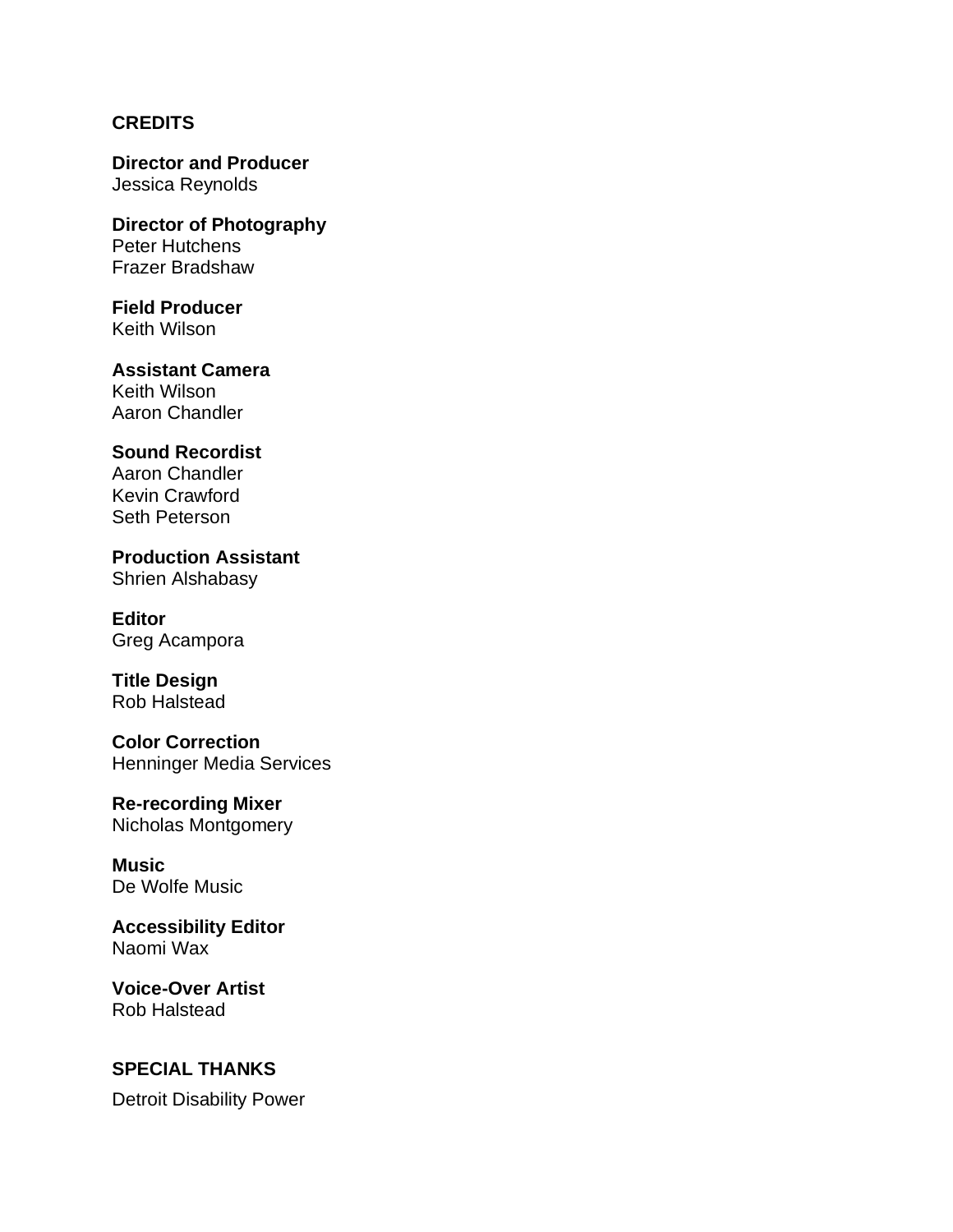## CREDITS

**Director and Producer**
Jessica Reynolds

**Director of Photography**
Peter Hutchens
Frazer Bradshaw

**Field Producer**
Keith Wilson

**Assistant Camera**
Keith Wilson
Aaron Chandler

**Sound Recordist**
Aaron Chandler
Kevin Crawford
Seth Peterson

**Production Assistant**
Shrien Alshabasy

**Editor**
Greg Acampora

**Title Design**
Rob Halstead

**Color Correction**
Henninger Media Services

**Re-recording Mixer**
Nicholas Montgomery

**Music**
De Wolfe Music

**Accessibility Editor**
Naomi Wax

**Voice-Over Artist**
Rob Halstead

## SPECIAL THANKS

Detroit Disability Power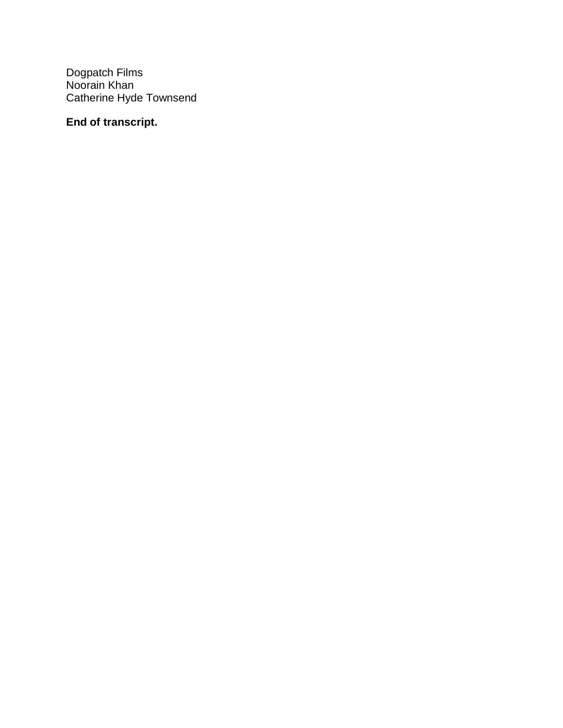Dogpatch Films
Noorain Khan
Catherine Hyde Townsend

**End of transcript.**